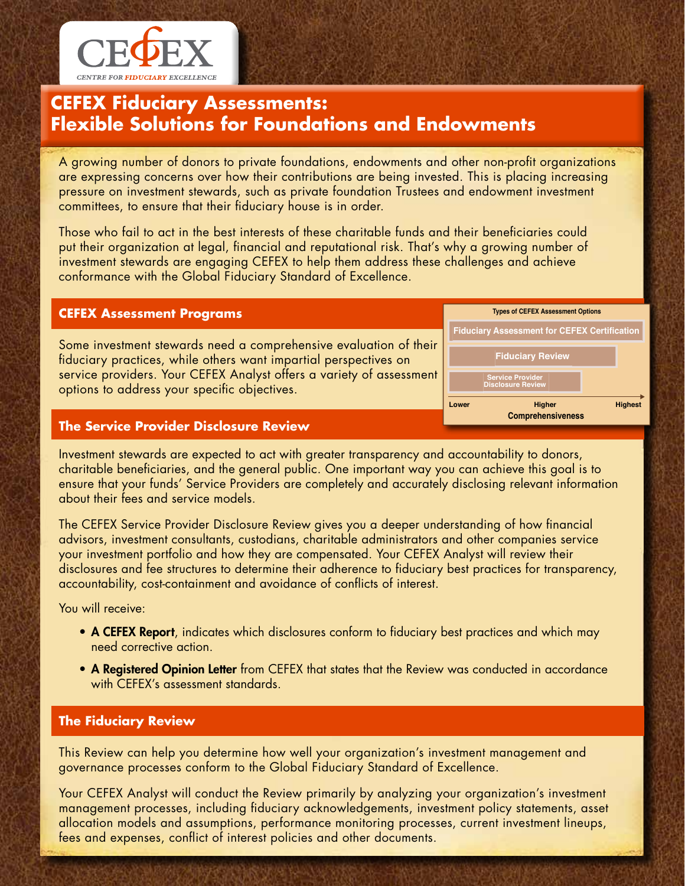CEFEX

CENTRE FOR FIDUCIARY EXCELLENCE

# CEFEX Fiduciary Assessments: Flexible Solutions for Foundations and Endowments

A growing number of donors to private foundations, endowments and other non-profit organizations are expressing concerns over how their contributions are being invested. This is placing increasing pressure on investment stewards, such as private foundation Trustees and endowment investment committees, to ensure that their fiduciary house is in order.

Those who fail to act in the best interests of these charitable funds and their beneficiaries could put their organization at legal, financial and reputational risk. That's why a growing number of investment stewards are engaging CEFEX to help them address these challenges and achieve conformance with the Global Fiduciary Standard of Excellence.

## CEFEX Assessment Programs

Some investment stewards need a comprehensive evaluation of their fiduciary practices, while others want impartial perspectives on service providers. Your CEFEX Analyst offers a variety of assessment options to address your specific objectives.

**Types of CEFEX Assessment Options**

- Fiduciary Assessment for CEFEX Certification
- Fiduciary Review
- Service Provider Disclosure Review

Lower — Higher — Highest

**Comprehensiveness**

## The Service Provider Disclosure Review

Investment stewards are expected to act with greater transparency and accountability to donors, charitable beneficiaries, and the general public. One important way you can achieve this goal is to ensure that your funds' Service Providers are completely and accurately disclosing relevant information about their fees and service models.

The CEFEX Service Provider Disclosure Review gives you a deeper understanding of how financial advisors, investment consultants, custodians, charitable administrators and other companies service your investment portfolio and how they are compensated. Your CEFEX Analyst will review their disclosures and fee structures to determine their adherence to fiduciary best practices for transparency, accountability, cost-containment and avoidance of conflicts of interest.

You will receive:

- **A CEFEX Report**, indicates which disclosures conform to fiduciary best practices and which may need corrective action.
- **A Registered Opinion Letter** from CEFEX that states that the Review was conducted in accordance with CEFEX's assessment standards.

## The Fiduciary Review

This Review can help you determine how well your organization's investment management and governance processes conform to the Global Fiduciary Standard of Excellence.

Your CEFEX Analyst will conduct the Review primarily by analyzing your organization's investment management processes, including fiduciary acknowledgements, investment policy statements, asset allocation models and assumptions, performance monitoring processes, current investment lineups, fees and expenses, conflict of interest policies and other documents.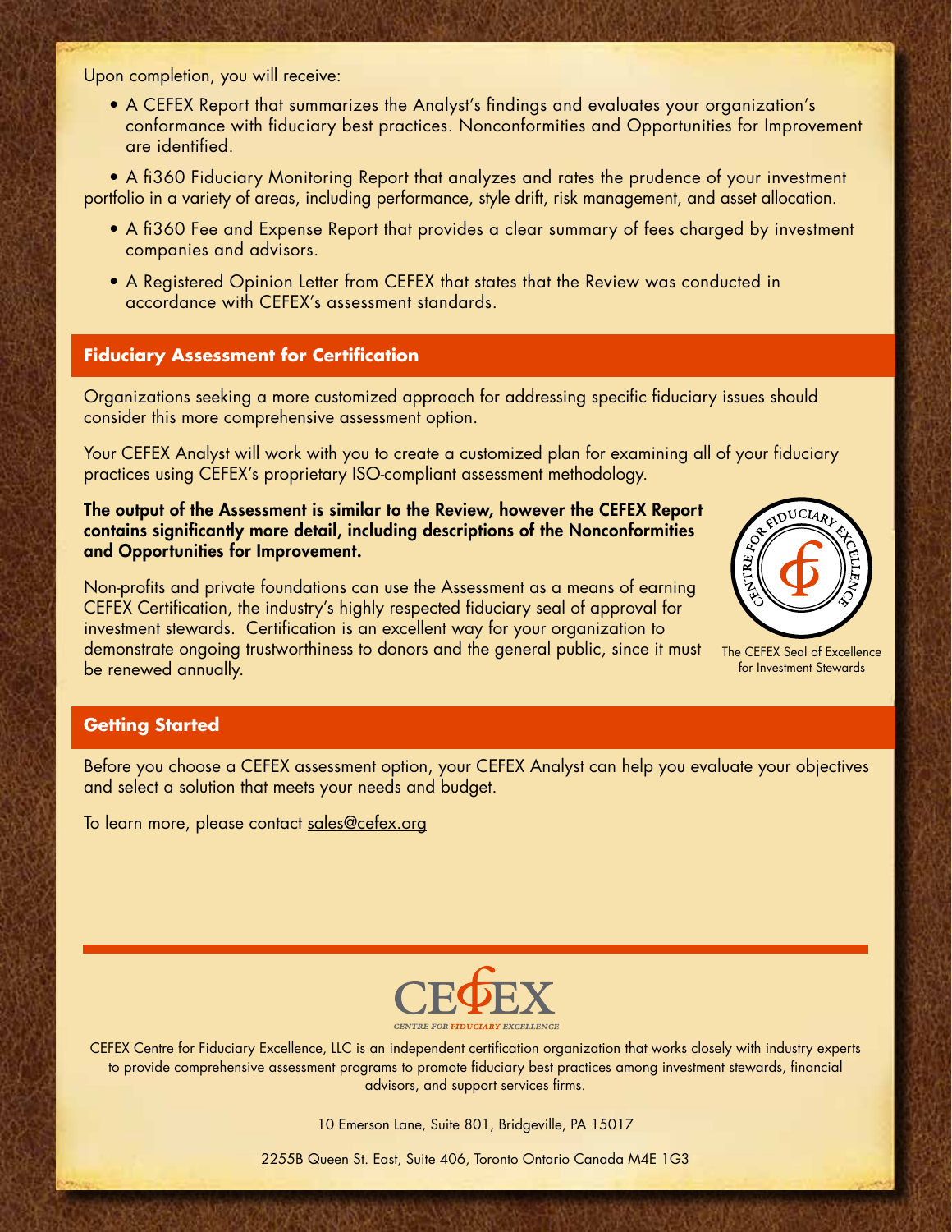Upon completion, you will receive:

- A CEFEX Report that summarizes the Analyst's findings and evaluates your organization's conformance with fiduciary best practices. Nonconformities and Opportunities for Improvement are identified.
- A fi360 Fiduciary Monitoring Report that analyzes and rates the prudence of your investment portfolio in a variety of areas, including performance, style drift, risk management, and asset allocation.
- A fi360 Fee and Expense Report that provides a clear summary of fees charged by investment companies and advisors.
- A Registered Opinion Letter from CEFEX that states that the Review was conducted in accordance with CEFEX's assessment standards.

## Fiduciary Assessment for Certification

Organizations seeking a more customized approach for addressing specific fiduciary issues should consider this more comprehensive assessment option.

Your CEFEX Analyst will work with you to create a customized plan for examining all of your fiduciary practices using CEFEX's proprietary ISO-compliant assessment methodology.

**The output of the Assessment is similar to the Review, however the CEFEX Report contains significantly more detail, including descriptions of the Nonconformities and Opportunities for Improvement.**

Non-profits and private foundations can use the Assessment as a means of earning CEFEX Certification, the industry's highly respected fiduciary seal of approval for investment stewards. Certification is an excellent way for your organization to demonstrate ongoing trustworthiness to donors and the general public, since it must be renewed annually.

The CEFEX Seal of Excellence for Investment Stewards

## Getting Started

Before you choose a CEFEX assessment option, your CEFEX Analyst can help you evaluate your objectives and select a solution that meets your needs and budget.

To learn more, please contact sales@cefex.org

CEFEX Centre for Fiduciary Excellence, LLC is an independent certification organization that works closely with industry experts to provide comprehensive assessment programs to promote fiduciary best practices among investment stewards, financial advisors, and support services firms.

10 Emerson Lane, Suite 801, Bridgeville, PA 15017

2255B Queen St. East, Suite 406, Toronto Ontario Canada M4E 1G3